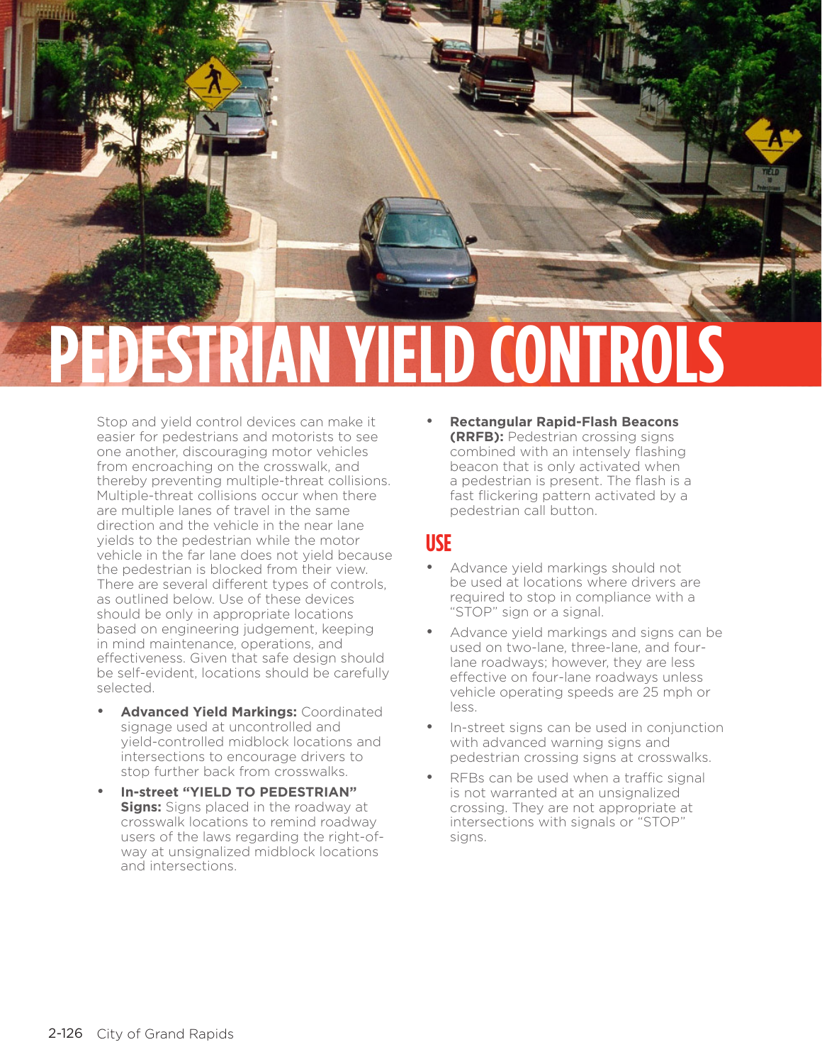# PEDESTRIAN YIELD CONTROLS

Stop and yield control devices can make it easier for pedestrians and motorists to see one another, discouraging motor vehicles from encroaching on the crosswalk, and thereby preventing multiple-threat collisions. Multiple-threat collisions occur when there are multiple lanes of travel in the same direction and the vehicle in the near lane yields to the pedestrian while the motor vehicle in the far lane does not yield because the pedestrian is blocked from their view. There are several different types of controls, as outlined below. Use of these devices should be only in appropriate locations based on engineering judgement, keeping in mind maintenance, operations, and effectiveness. Given that safe design should be self-evident, locations should be carefully selected.

- **Advanced Yield Markings:** Coordinated signage used at uncontrolled and yield-controlled midblock locations and intersections to encourage drivers to stop further back from crosswalks.
- **In-street "YIELD TO PEDESTRIAN" Signs:** Signs placed in the roadway at crosswalk locations to remind roadway users of the laws regarding the right-of-way at unsignalized midblock locations and intersections.
- **Rectangular Rapid-Flash Beacons (RRFB):** Pedestrian crossing signs combined with an intensely flashing beacon that is only activated when a pedestrian is present. The flash is a fast flickering pattern activated by a pedestrian call button.

## USE

- Advance yield markings should not be used at locations where drivers are required to stop in compliance with a "STOP" sign or a signal.
- Advance yield markings and signs can be used on two-lane, three-lane, and four-lane roadways; however, they are less effective on four-lane roadways unless vehicle operating speeds are 25 mph or less.
- In-street signs can be used in conjunction with advanced warning signs and pedestrian crossing signs at crosswalks.
- RFBs can be used when a traffic signal is not warranted at an unsignalized crossing. They are not appropriate at intersections with signals or "STOP" signs.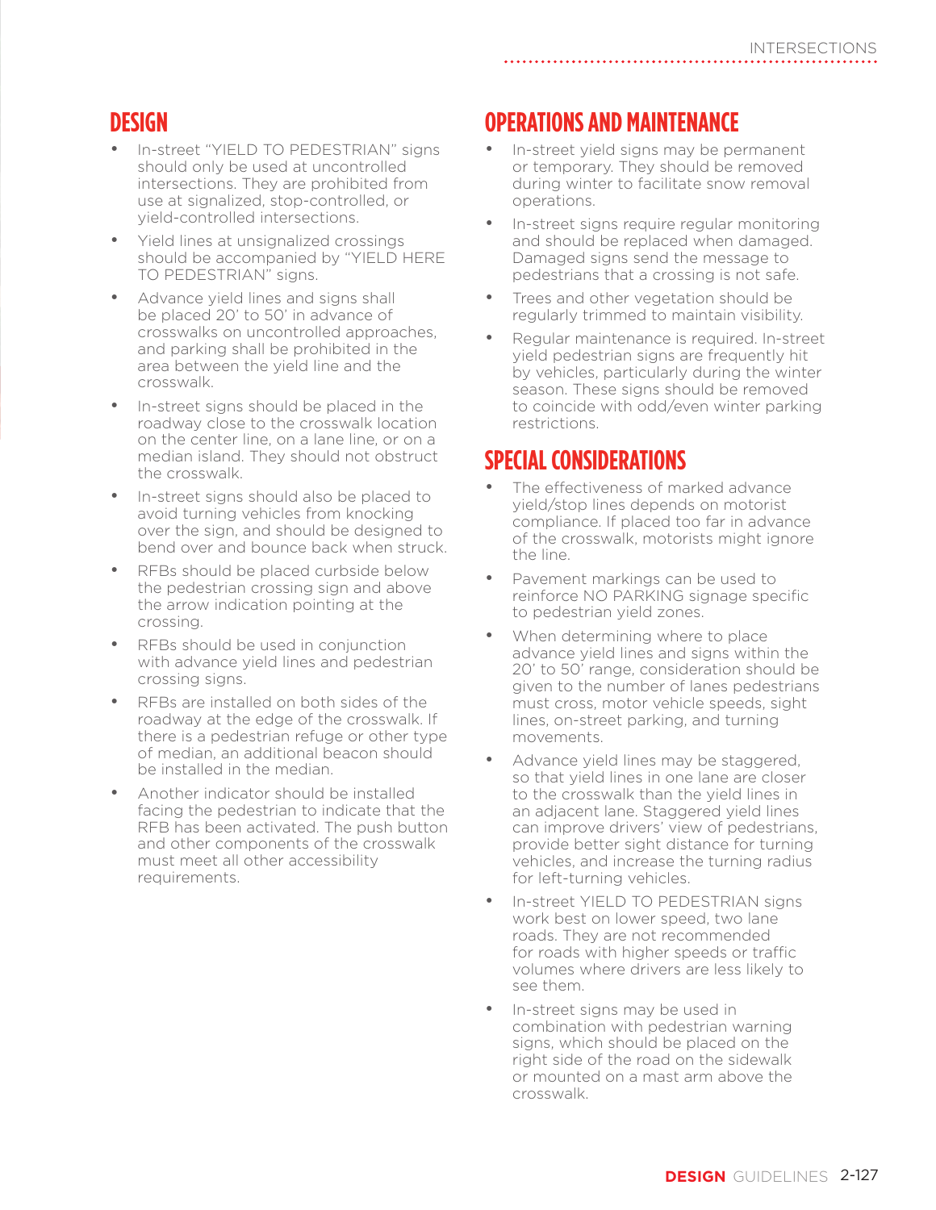## DESIGN

- In-street "YIELD TO PEDESTRIAN" signs should only be used at uncontrolled intersections. They are prohibited from use at signalized, stop-controlled, or yield-controlled intersections.
- Yield lines at unsignalized crossings should be accompanied by "YIELD HERE TO PEDESTRIAN" signs.
- Advance yield lines and signs shall be placed 20' to 50' in advance of crosswalks on uncontrolled approaches, and parking shall be prohibited in the area between the yield line and the crosswalk.
- In-street signs should be placed in the roadway close to the crosswalk location on the center line, on a lane line, or on a median island. They should not obstruct the crosswalk.
- In-street signs should also be placed to avoid turning vehicles from knocking over the sign, and should be designed to bend over and bounce back when struck.
- RFBs should be placed curbside below the pedestrian crossing sign and above the arrow indication pointing at the crossing.
- RFBs should be used in conjunction with advance yield lines and pedestrian crossing signs.
- RFBs are installed on both sides of the roadway at the edge of the crosswalk. If there is a pedestrian refuge or other type of median, an additional beacon should be installed in the median.
- Another indicator should be installed facing the pedestrian to indicate that the RFB has been activated. The push button and other components of the crosswalk must meet all other accessibility requirements.

## OPERATIONS AND MAINTENANCE

- In-street yield signs may be permanent or temporary. They should be removed during winter to facilitate snow removal operations.
- In-street signs require regular monitoring and should be replaced when damaged. Damaged signs send the message to pedestrians that a crossing is not safe.
- Trees and other vegetation should be regularly trimmed to maintain visibility.
- Regular maintenance is required. In-street yield pedestrian signs are frequently hit by vehicles, particularly during the winter season. These signs should be removed to coincide with odd/even winter parking restrictions.

## SPECIAL CONSIDERATIONS

- The effectiveness of marked advance yield/stop lines depends on motorist compliance. If placed too far in advance of the crosswalk, motorists might ignore the line.
- Pavement markings can be used to reinforce NO PARKING signage specific to pedestrian yield zones.
- When determining where to place advance yield lines and signs within the 20' to 50' range, consideration should be given to the number of lanes pedestrians must cross, motor vehicle speeds, sight lines, on-street parking, and turning movements.
- Advance yield lines may be staggered, so that yield lines in one lane are closer to the crosswalk than the yield lines in an adjacent lane. Staggered yield lines can improve drivers' view of pedestrians, provide better sight distance for turning vehicles, and increase the turning radius for left-turning vehicles.
- In-street YIELD TO PEDESTRIAN signs work best on lower speed, two lane roads. They are not recommended for roads with higher speeds or traffic volumes where drivers are less likely to see them.
- In-street signs may be used in combination with pedestrian warning signs, which should be placed on the right side of the road on the sidewalk or mounted on a mast arm above the crosswalk.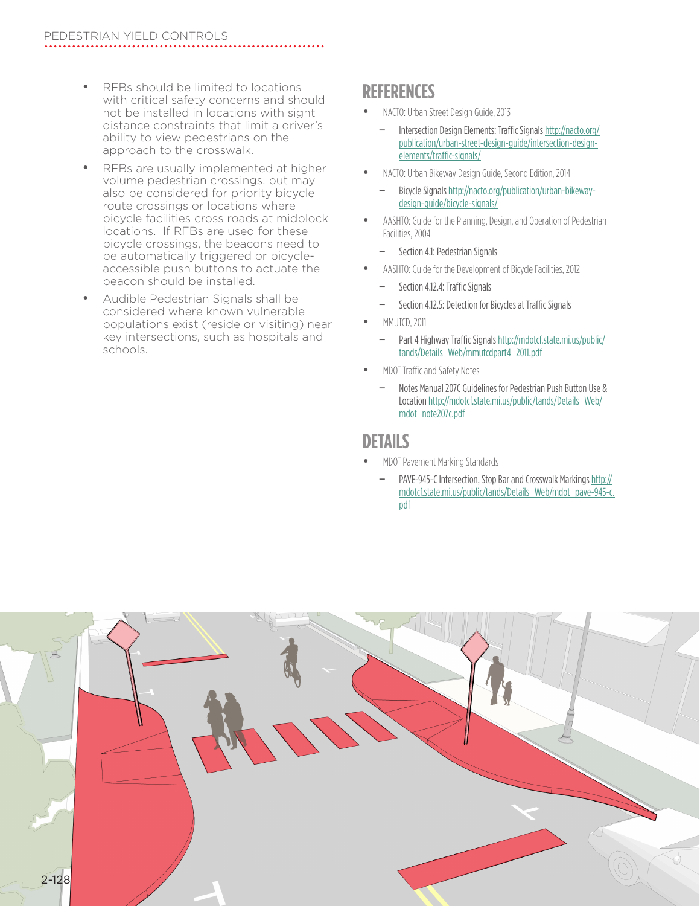- RFBs should be limited to locations with critical safety concerns and should not be installed in locations with sight distance constraints that limit a driver's ability to view pedestrians on the approach to the crosswalk.
- RFBs are usually implemented at higher volume pedestrian crossings, but may also be considered for priority bicycle route crossings or locations where bicycle facilities cross roads at midblock locations. If RFBs are used for these bicycle crossings, the beacons need to be automatically triggered or bicycle-accessible push buttons to actuate the beacon should be installed.
- Audible Pedestrian Signals shall be considered where known vulnerable populations exist (reside or visiting) near key intersections, such as hospitals and schools.

## REFERENCES

- NACTO: Urban Street Design Guide, 2013
  - Intersection Design Elements: Traffic Signals http://nacto.org/publication/urban-street-design-guide/intersection-design-elements/traffic-signals/
- NACTO: Urban Bikeway Design Guide, Second Edition, 2014
  - Bicycle Signals http://nacto.org/publication/urban-bikeway-design-guide/bicycle-signals/
- AASHTO: Guide for the Planning, Design, and Operation of Pedestrian Facilities, 2004
  - Section 4.1: Pedestrian Signals
- AASHTO: Guide for the Development of Bicycle Facilities, 2012
  - Section 4.12.4: Traffic Signals
  - Section 4.12.5: Detection for Bicycles at Traffic Signals
- MMUTCD, 2011
  - Part 4 Highway Traffic Signals http://mdotcf.state.mi.us/public/tands/Details_Web/mmutcdpart4_2011.pdf
- MDOT Traffic and Safety Notes
  - Notes Manual 207C Guidelines for Pedestrian Push Button Use & Location http://mdotcf.state.mi.us/public/tands/Details_Web/mdot_note207c.pdf

## DETAILS

- MDOT Pavement Marking Standards
  - PAVE-945-C Intersection, Stop Bar and Crosswalk Markings http://mdotcf.state.mi.us/public/tands/Details_Web/mdot_pave-945-c.pdf